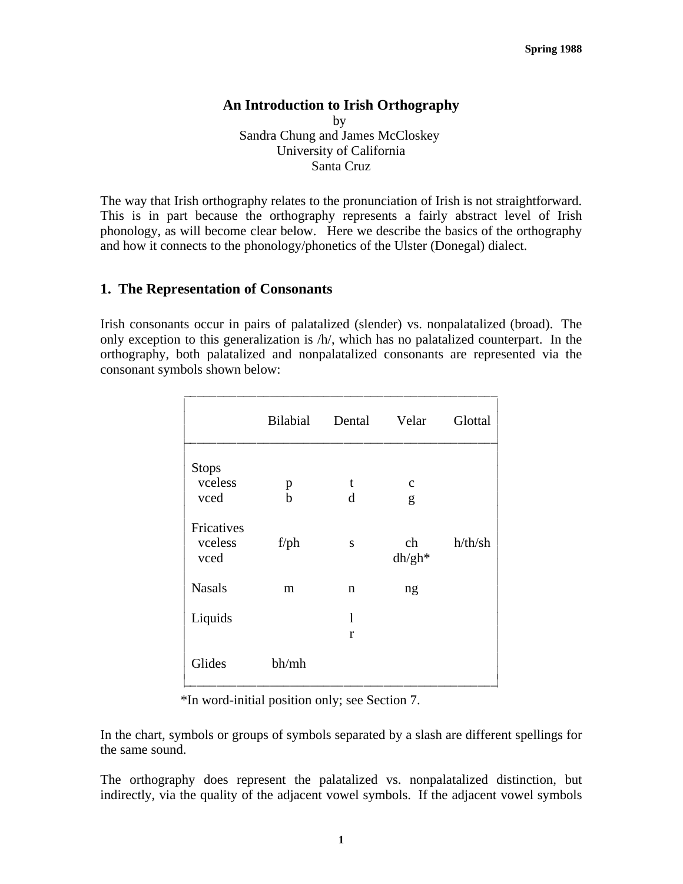Spring 1988

# An Introduction to Irish Orthography

by
Sandra Chung and James McCloskey
University of California
Santa Cruz

The way that Irish orthography relates to the pronunciation of Irish is not straightforward. This is in part because the orthography represents a fairly abstract level of Irish phonology, as will become clear below. Here we describe the basics of the orthography and how it connects to the phonology/phonetics of the Ulster (Donegal) dialect.

## 1. The Representation of Consonants

Irish consonants occur in pairs of palatalized (slender) vs. nonpalatalized (broad). The only exception to this generalization is /h/, which has no palatalized counterpart. In the orthography, both palatalized and nonpalatalized consonants are represented via the consonant symbols shown below:

| | Bilabial | Dental | Velar | Glottal |
|---|---|---|---|---|
| Stops | | | | |
| vceless | p | t | c | |
| vced | b | d | g | |
| Fricatives | | | | |
| vceless | f/ph | s | ch | h/th/sh |
| vced | | | dh/gh* | |
| Nasals | m | n | ng | |
| Liquids | | l<br>r | | |
| Glides | bh/mh | | | |

*In word-initial position only; see Section 7.

In the chart, symbols or groups of symbols separated by a slash are different spellings for the same sound.

The orthography does represent the palatalized vs. nonpalatalized distinction, but indirectly, via the quality of the adjacent vowel symbols. If the adjacent vowel symbols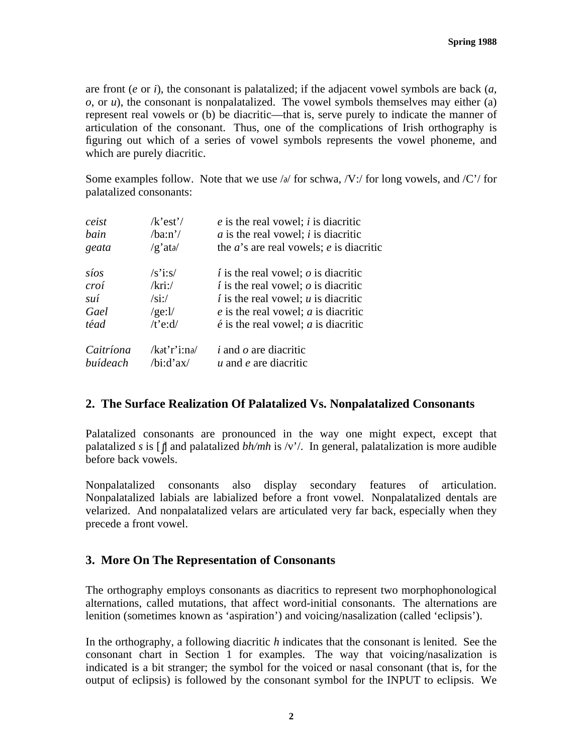are front (*e* or *i*), the consonant is palatalized; if the adjacent vowel symbols are back (*a*, *o*, or *u*), the consonant is nonpalatalized. The vowel symbols themselves may either (a) represent real vowels or (b) be diacritic—that is, serve purely to indicate the manner of articulation of the consonant. Thus, one of the complications of Irish orthography is figuring out which of a series of vowel symbols represents the vowel phoneme, and which are purely diacritic.

Some examples follow. Note that we use /ə/ for schwa, /V:/ for long vowels, and /C'/ for palatalized consonants:

| | | |
|---|---|---|
| *ceist* | /k'est'/ | *e* is the real vowel; *i* is diacritic |
| *bain* | /ba:n'/ | *a* is the real vowel; *i* is diacritic |
| *geata* | /g'atə/ | the *a*'s are real vowels; *e* is diacritic |
| *síos* | /s'i:s/ | *í* is the real vowel; *o* is diacritic |
| *croí* | /kri:/ | *í* is the real vowel; *o* is diacritic |
| *suí* | /si:/ | *í* is the real vowel; *u* is diacritic |
| *Gael* | /ge:l/ | *e* is the real vowel; *a* is diacritic |
| *téad* | /t'e:d/ | *é* is the real vowel; *a* is diacritic |
| *Caitríona* | /kət'r'i:nə/ | *i* and *o* are diacritic |
| *buídeach* | /bi:d'ax/ | *u* and *e* are diacritic |

## 2. The Surface Realization Of Palatalized Vs. Nonpalatalized Consonants

Palatalized consonants are pronounced in the way one might expect, except that palatalized *s* is [ʃ] and palatalized *bh/mh* is /v'/. In general, palatalization is more audible before back vowels.

Nonpalatalized consonants also display secondary features of articulation. Nonpalatalized labials are labialized before a front vowel. Nonpalatalized dentals are velarized. And nonpalatalized velars are articulated very far back, especially when they precede a front vowel.

## 3. More On The Representation of Consonants

The orthography employs consonants as diacritics to represent two morphophonological alternations, called mutations, that affect word-initial consonants. The alternations are lenition (sometimes known as 'aspiration') and voicing/nasalization (called 'eclipsis').

In the orthography, a following diacritic *h* indicates that the consonant is lenited. See the consonant chart in Section 1 for examples. The way that voicing/nasalization is indicated is a bit stranger; the symbol for the voiced or nasal consonant (that is, for the output of eclipsis) is followed by the consonant symbol for the INPUT to eclipsis. We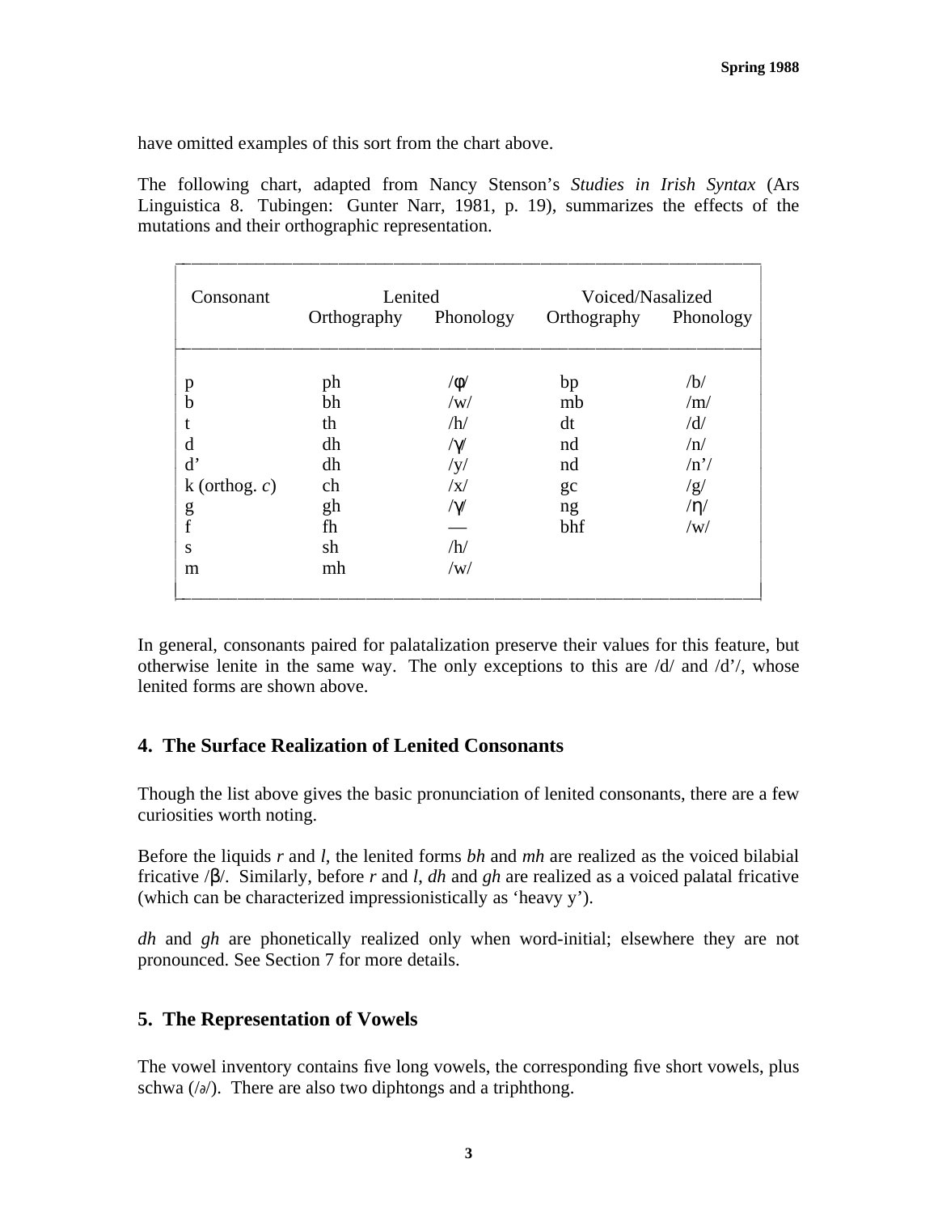have omitted examples of this sort from the chart above.

The following chart, adapted from Nancy Stenson's *Studies in Irish Syntax* (Ars Linguistica 8. Tubingen: Gunter Narr, 1981, p. 19), summarizes the effects of the mutations and their orthographic representation.

| Consonant | Lenited | | Voiced/Nasalized | |
|---|---|---|---|---|
| | Orthography | Phonology | Orthography | Phonology |
| p | ph | /φ/ | bp | /b/ |
| b | bh | /w/ | mb | /m/ |
| t | th | /h/ | dt | /d/ |
| d | dh | /γ/ | nd | /n/ |
| d' | dh | /y/ | nd | /n'/ |
| k (orthog. *c*) | ch | /x/ | gc | /g/ |
| g | gh | /γ/ | ng | /η/ |
| f | fh | — | bhf | /w/ |
| s | sh | /h/ | | |
| m | mh | /w/ | | |

In general, consonants paired for palatalization preserve their values for this feature, but otherwise lenite in the same way. The only exceptions to this are /d/ and /d'/, whose lenited forms are shown above.

## 4. The Surface Realization of Lenited Consonants

Though the list above gives the basic pronunciation of lenited consonants, there are a few curiosities worth noting.

Before the liquids *r* and *l*, the lenited forms *bh* and *mh* are realized as the voiced bilabial fricative /β/. Similarly, before *r* and *l*, *dh* and *gh* are realized as a voiced palatal fricative (which can be characterized impressionistically as 'heavy y').

*dh* and *gh* are phonetically realized only when word-initial; elsewhere they are not pronounced. See Section 7 for more details.

## 5. The Representation of Vowels

The vowel inventory contains five long vowels, the corresponding five short vowels, plus schwa (/ə/). There are also two diphtongs and a triphthong.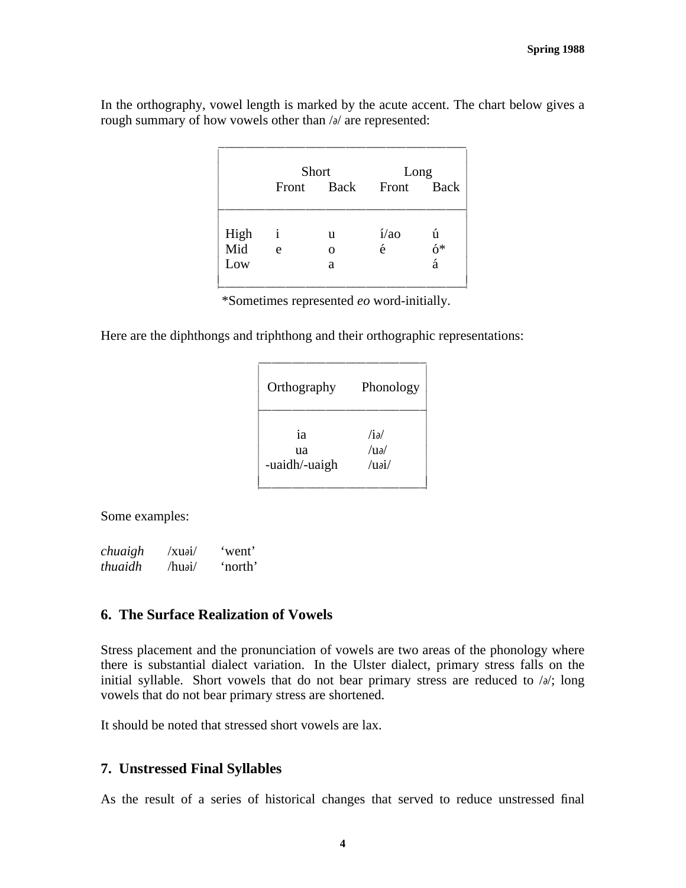In the orthography, vowel length is marked by the acute accent. The chart below gives a rough summary of how vowels other than /ə/ are represented:

| | Short | | Long | |
|---|---|---|---|---|
| | Front | Back | Front | Back |
| High | i | u | í/ao | ú |
| Mid | e | o | é | ó* |
| Low | | a | | á |

*Sometimes represented *eo* word-initially.

Here are the diphthongs and triphthong and their orthographic representations:

| Orthography | Phonology |
|---|---|
| ia | /iə/ |
| ua | /uə/ |
| -uaidh/-uaigh | /uəi/ |

Some examples:

| | | |
|---|---|---|
| *chuaigh* | /xuəi/ | 'went' |
| *thuaidh* | /huəi/ | 'north' |

## 6. The Surface Realization of Vowels

Stress placement and the pronunciation of vowels are two areas of the phonology where there is substantial dialect variation. In the Ulster dialect, primary stress falls on the initial syllable. Short vowels that do not bear primary stress are reduced to /ə/; long vowels that do not bear primary stress are shortened.

It should be noted that stressed short vowels are lax.

## 7. Unstressed Final Syllables

As the result of a series of historical changes that served to reduce unstressed final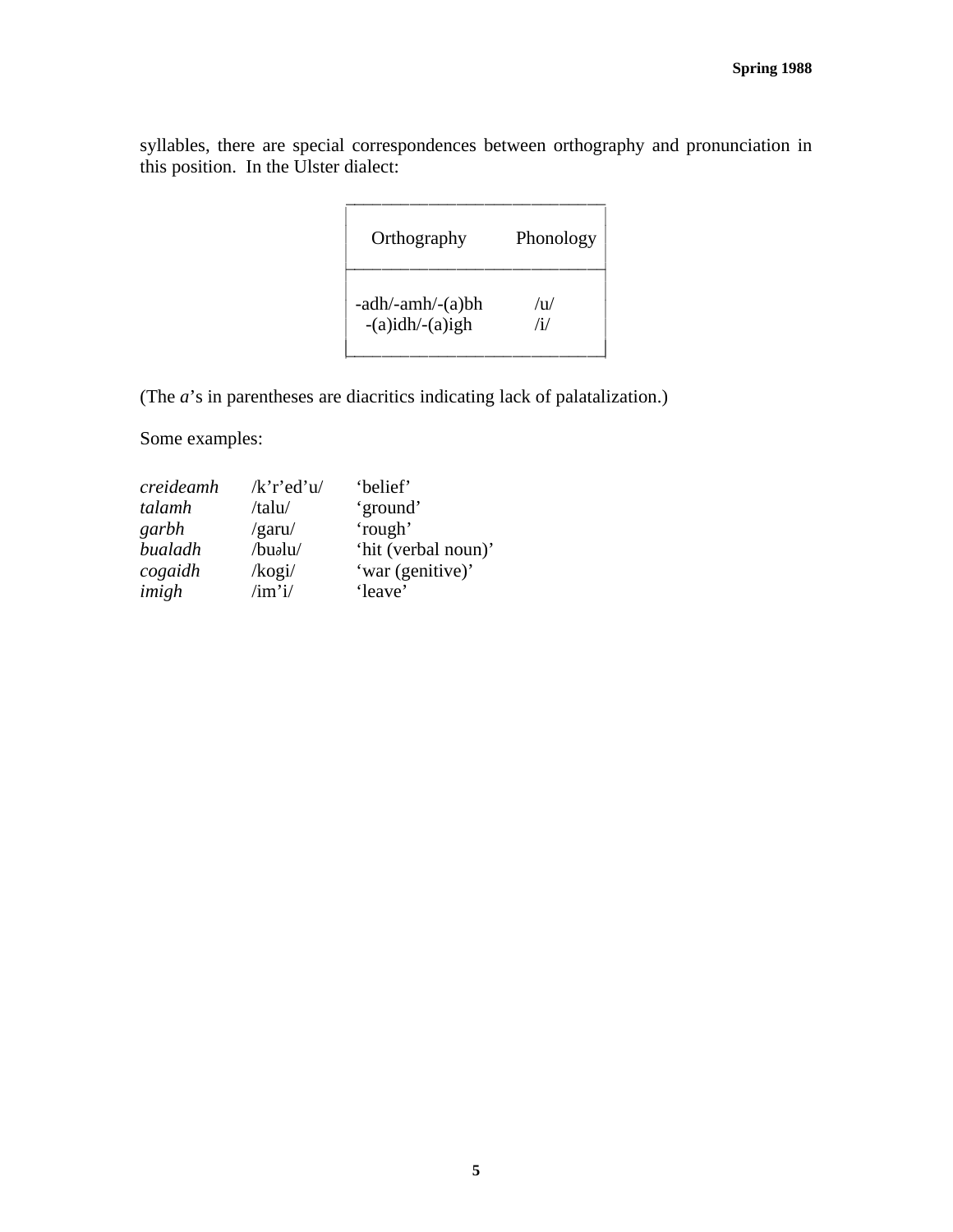syllables, there are special correspondences between orthography and pronunciation in this position. In the Ulster dialect:

| Orthography | Phonology |
|---|---|
| -adh/-amh/-(a)bh | /u/ |
| -(a)idh/-(a)igh | /i/ |

(The *a*'s in parentheses are diacritics indicating lack of palatalization.)

Some examples:

| | | |
|---|---|---|
| *creideamh* | /k'r'ed'u/ | 'belief' |
| *talamh* | /talu/ | 'ground' |
| *garbh* | /garu/ | 'rough' |
| *bualadh* | /buəlu/ | 'hit (verbal noun)' |
| *cogaidh* | /kogi/ | 'war (genitive)' |
| *imigh* | /im'i/ | 'leave' |